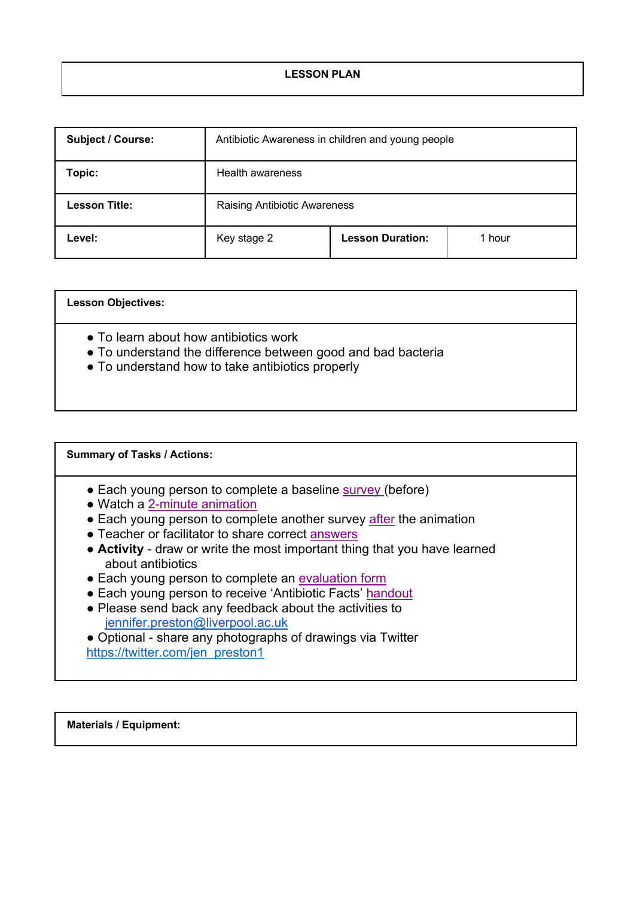# LESSON PLAN

| **Subject / Course:** | Antibiotic Awareness in children and young people | | |
|---|---|---|---|
| **Topic:** | Health awareness | | |
| **Lesson Title:** | Raising Antibiotic Awareness | | |
| **Level:** | Key stage 2 | **Lesson Duration:** | 1 hour |

**Lesson Objectives:**

- To learn about how antibiotics work
- To understand the difference between good and bad bacteria
- To understand how to take antibiotics properly

**Summary of Tasks / Actions:**

- Each young person to complete a baseline survey (before)
- Watch a 2-minute animation
- Each young person to complete another survey after the animation
- Teacher or facilitator to share correct answers
- **Activity** - draw or write the most important thing that you have learned about antibiotics
- Each young person to complete an evaluation form
- Each young person to receive 'Antibiotic Facts' handout
- Please send back any feedback about the activities to jennifer.preston@liverpool.ac.uk
- Optional - share any photographs of drawings via Twitter https://twitter.com/jen_preston1

**Materials / Equipment:**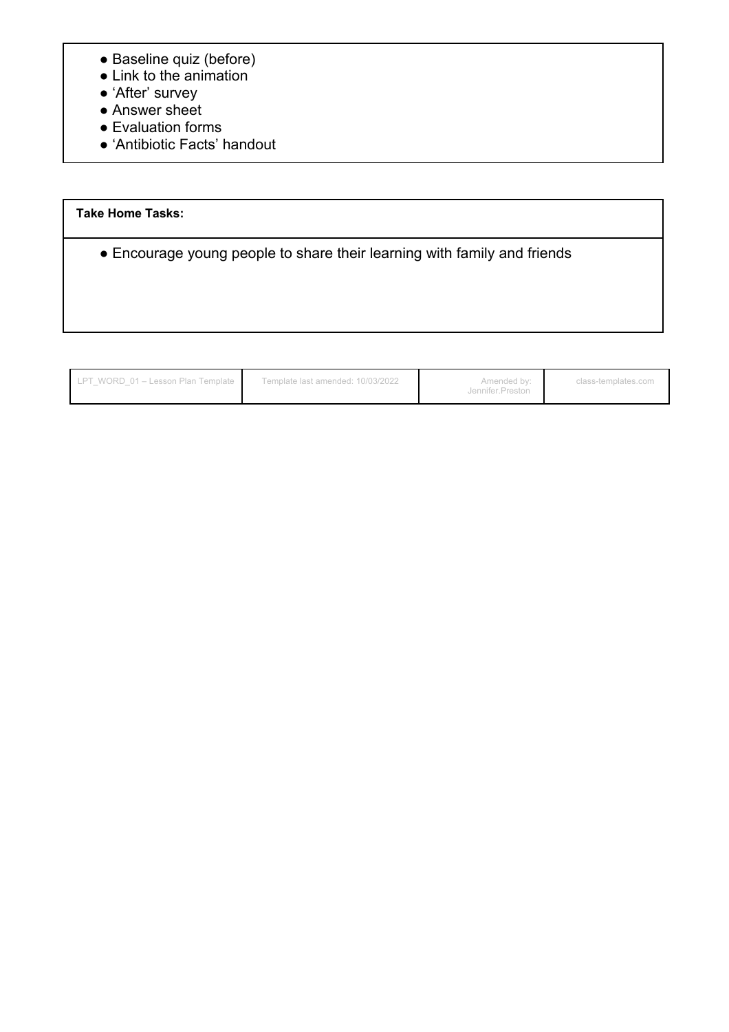- Baseline quiz (before)
- Link to the animation
- 'After' survey
- Answer sheet
- Evaluation forms
- 'Antibiotic Facts' handout

**Take Home Tasks:**

- Encourage young people to share their learning with family and friends